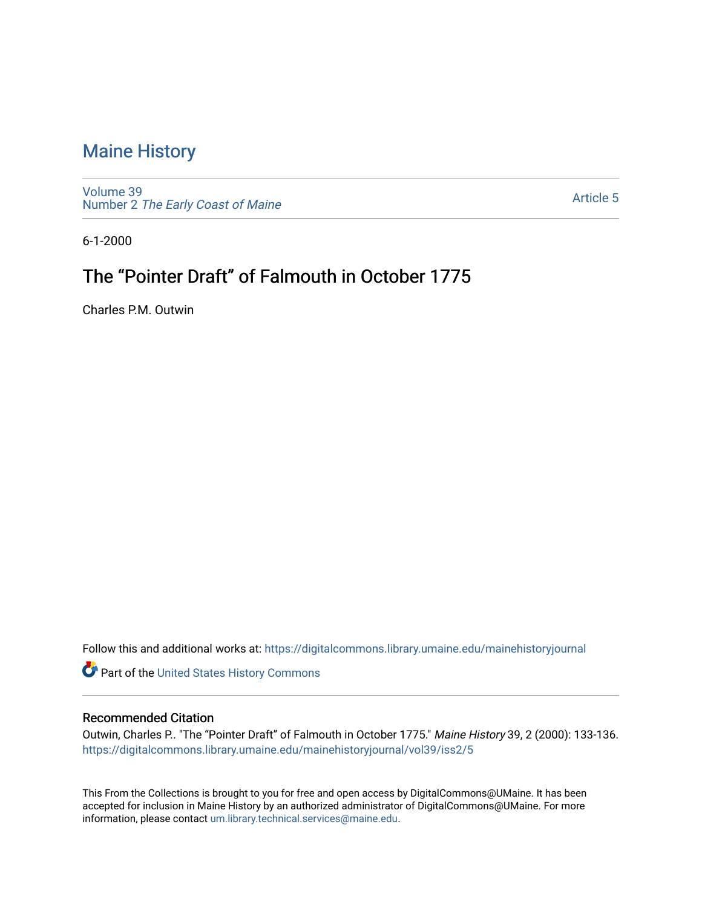# Maine History

Volume 39
Number 2 *The Early Coast of Maine*

Article 5

6-1-2000

## The "Pointer Draft" of Falmouth in October 1775

Charles P.M. Outwin

Follow this and additional works at: https://digitalcommons.library.umaine.edu/mainehistoryjournal

Part of the United States History Commons

### Recommended Citation

Outwin, Charles P.. "The "Pointer Draft" of Falmouth in October 1775." *Maine History* 39, 2 (2000): 133-136.
https://digitalcommons.library.umaine.edu/mainehistoryjournal/vol39/iss2/5

This From the Collections is brought to you for free and open access by DigitalCommons@UMaine. It has been accepted for inclusion in Maine History by an authorized administrator of DigitalCommons@UMaine. For more information, please contact um.library.technical.services@maine.edu.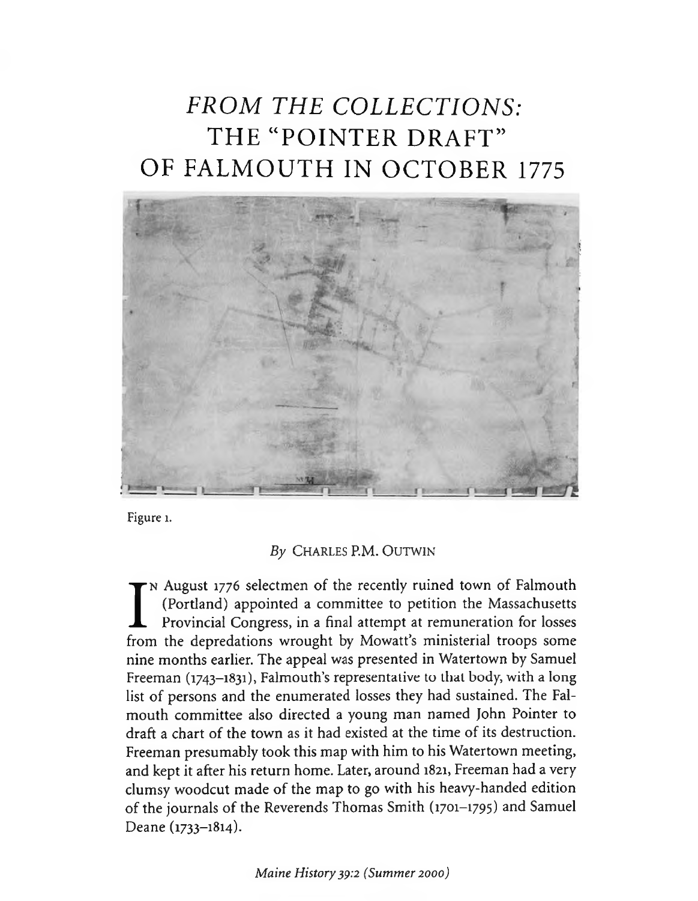# *FROM THE COLLECTIONS:* THE "POINTER DRAFT" OF FALMOUTH IN OCTOBER 1775

Figure 1.

*By* CHARLES P.M. OUTWIN

IN August 1776 selectmen of the recently ruined town of Falmouth (Portland) appointed a committee to petition the Massachusetts Provincial Congress, in a final attempt at remuneration for losses from the depredations wrought by Mowatt's ministerial troops some nine months earlier. The appeal was presented in Watertown by Samuel Freeman (1743–1831), Falmouth's representative to that body, with a long list of persons and the enumerated losses they had sustained. The Falmouth committee also directed a young man named John Pointer to draft a chart of the town as it had existed at the time of its destruction. Freeman presumably took this map with him to his Watertown meeting, and kept it after his return home. Later, around 1821, Freeman had a very clumsy woodcut made of the map to go with his heavy-handed edition of the journals of the Reverends Thomas Smith (1701–1795) and Samuel Deane (1733–1814).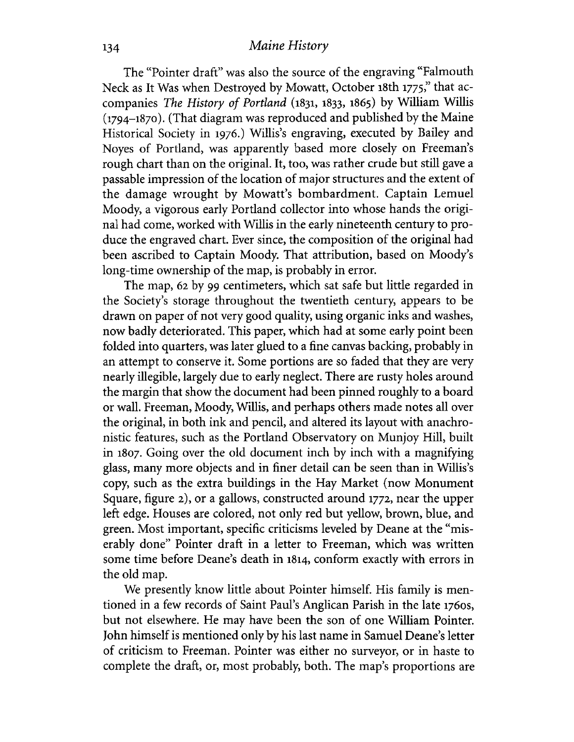The "Pointer draft" was also the source of the engraving "Falmouth Neck as It Was when Destroyed by Mowatt, October 18th 1775," that accompanies *The History of Portland* (1831, 1833, 1865) by William Willis (1794–1870). (That diagram was reproduced and published by the Maine Historical Society in 1976.) Willis's engraving, executed by Bailey and Noyes of Portland, was apparently based more closely on Freeman's rough chart than on the original. It, too, was rather crude but still gave a passable impression of the location of major structures and the extent of the damage wrought by Mowatt's bombardment. Captain Lemuel Moody, a vigorous early Portland collector into whose hands the original had come, worked with Willis in the early nineteenth century to produce the engraved chart. Ever since, the composition of the original had been ascribed to Captain Moody. That attribution, based on Moody's long-time ownership of the map, is probably in error.

The map, 62 by 99 centimeters, which sat safe but little regarded in the Society's storage throughout the twentieth century, appears to be drawn on paper of not very good quality, using organic inks and washes, now badly deteriorated. This paper, which had at some early point been folded into quarters, was later glued to a fine canvas backing, probably in an attempt to conserve it. Some portions are so faded that they are very nearly illegible, largely due to early neglect. There are rusty holes around the margin that show the document had been pinned roughly to a board or wall. Freeman, Moody, Willis, and perhaps others made notes all over the original, in both ink and pencil, and altered its layout with anachronistic features, such as the Portland Observatory on Munjoy Hill, built in 1807. Going over the old document inch by inch with a magnifying glass, many more objects and in finer detail can be seen than in Willis's copy, such as the extra buildings in the Hay Market (now Monument Square, figure 2), or a gallows, constructed around 1772, near the upper left edge. Houses are colored, not only red but yellow, brown, blue, and green. Most important, specific criticisms leveled by Deane at the "miserably done" Pointer draft in a letter to Freeman, which was written some time before Deane's death in 1814, conform exactly with errors in the old map.

We presently know little about Pointer himself. His family is mentioned in a few records of Saint Paul's Anglican Parish in the late 1760s, but not elsewhere. He may have been the son of one William Pointer. John himself is mentioned only by his last name in Samuel Deane's letter of criticism to Freeman. Pointer was either no surveyor, or in haste to complete the draft, or, most probably, both. The map's proportions are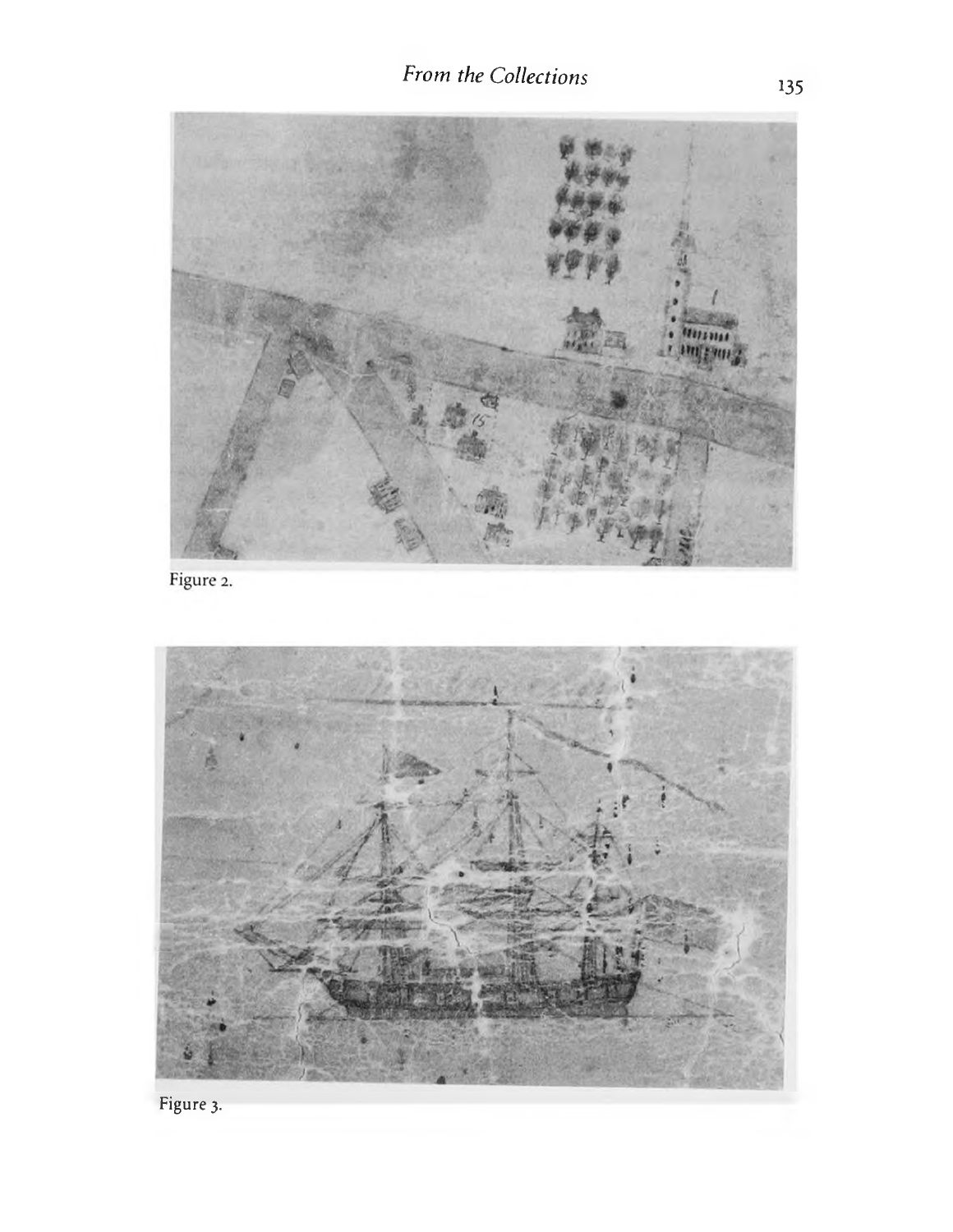Figure 2.

Figure 3.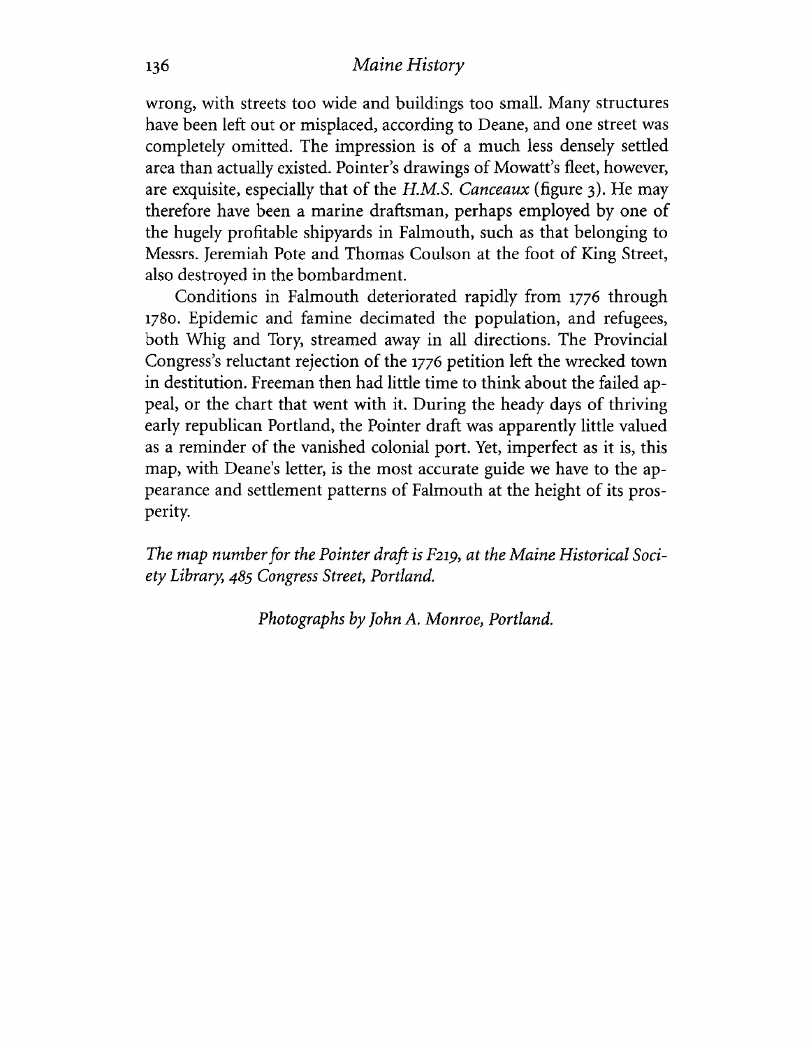wrong, with streets too wide and buildings too small. Many structures have been left out or misplaced, according to Deane, and one street was completely omitted. The impression is of a much less densely settled area than actually existed. Pointer's drawings of Mowatt's fleet, however, are exquisite, especially that of the *H.M.S. Canceaux* (figure 3). He may therefore have been a marine draftsman, perhaps employed by one of the hugely profitable shipyards in Falmouth, such as that belonging to Messrs. Jeremiah Pote and Thomas Coulson at the foot of King Street, also destroyed in the bombardment.

Conditions in Falmouth deteriorated rapidly from 1776 through 1780. Epidemic and famine decimated the population, and refugees, both Whig and Tory, streamed away in all directions. The Provincial Congress's reluctant rejection of the 1776 petition left the wrecked town in destitution. Freeman then had little time to think about the failed appeal, or the chart that went with it. During the heady days of thriving early republican Portland, the Pointer draft was apparently little valued as a reminder of the vanished colonial port. Yet, imperfect as it is, this map, with Deane's letter, is the most accurate guide we have to the appearance and settlement patterns of Falmouth at the height of its prosperity.

*The map number for the Pointer draft is F219, at the Maine Historical Society Library, 485 Congress Street, Portland.*

*Photographs by John A. Monroe, Portland.*